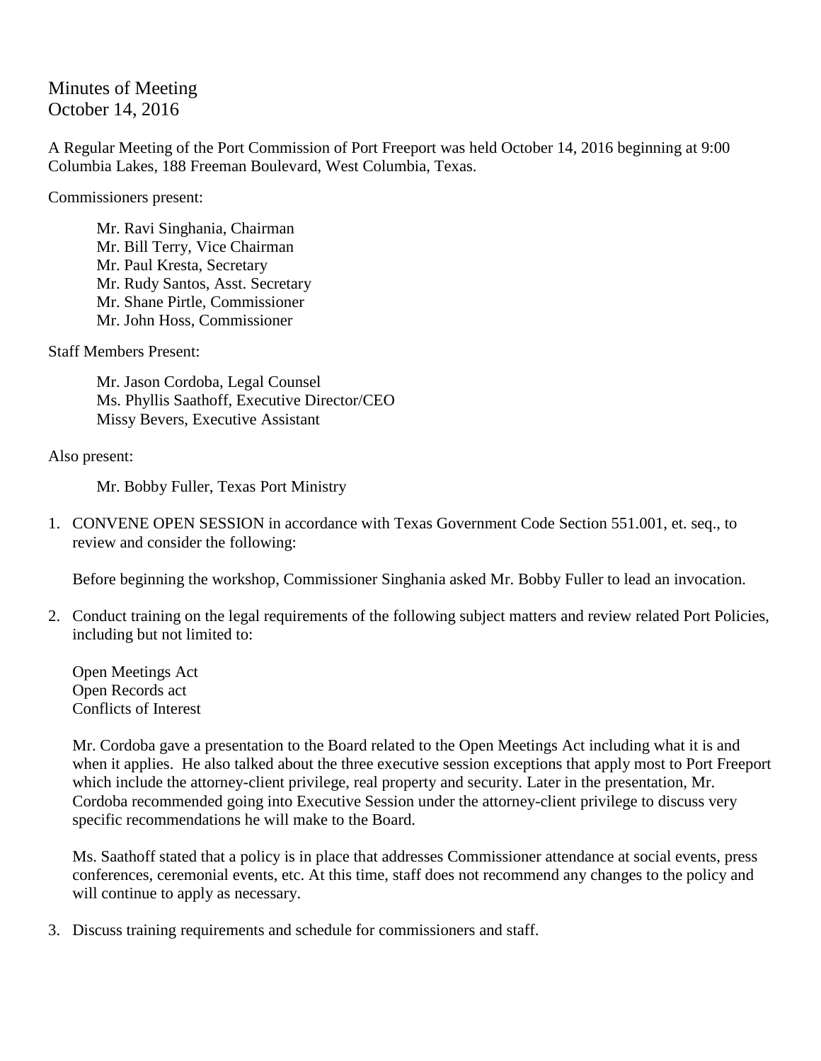# Minutes of Meeting
October 14, 2016

A Regular Meeting of the Port Commission of Port Freeport was held October 14, 2016 beginning at 9:00 Columbia Lakes, 188 Freeman Boulevard, West Columbia, Texas.

Commissioners present:

Mr. Ravi Singhania, Chairman
Mr. Bill Terry, Vice Chairman
Mr. Paul Kresta, Secretary
Mr. Rudy Santos, Asst. Secretary
Mr. Shane Pirtle, Commissioner
Mr. John Hoss, Commissioner

Staff Members Present:

Mr. Jason Cordoba, Legal Counsel
Ms. Phyllis Saathoff, Executive Director/CEO
Missy Bevers, Executive Assistant

Also present:

Mr. Bobby Fuller, Texas Port Ministry

1. CONVENE OPEN SESSION in accordance with Texas Government Code Section 551.001, et. seq., to review and consider the following:

   Before beginning the workshop, Commissioner Singhania asked Mr. Bobby Fuller to lead an invocation.

2. Conduct training on the legal requirements of the following subject matters and review related Port Policies, including but not limited to:

   Open Meetings Act
   Open Records act
   Conflicts of Interest

   Mr. Cordoba gave a presentation to the Board related to the Open Meetings Act including what it is and when it applies. He also talked about the three executive session exceptions that apply most to Port Freeport which include the attorney-client privilege, real property and security. Later in the presentation, Mr. Cordoba recommended going into Executive Session under the attorney-client privilege to discuss very specific recommendations he will make to the Board.

   Ms. Saathoff stated that a policy is in place that addresses Commissioner attendance at social events, press conferences, ceremonial events, etc. At this time, staff does not recommend any changes to the policy and will continue to apply as necessary.

3. Discuss training requirements and schedule for commissioners and staff.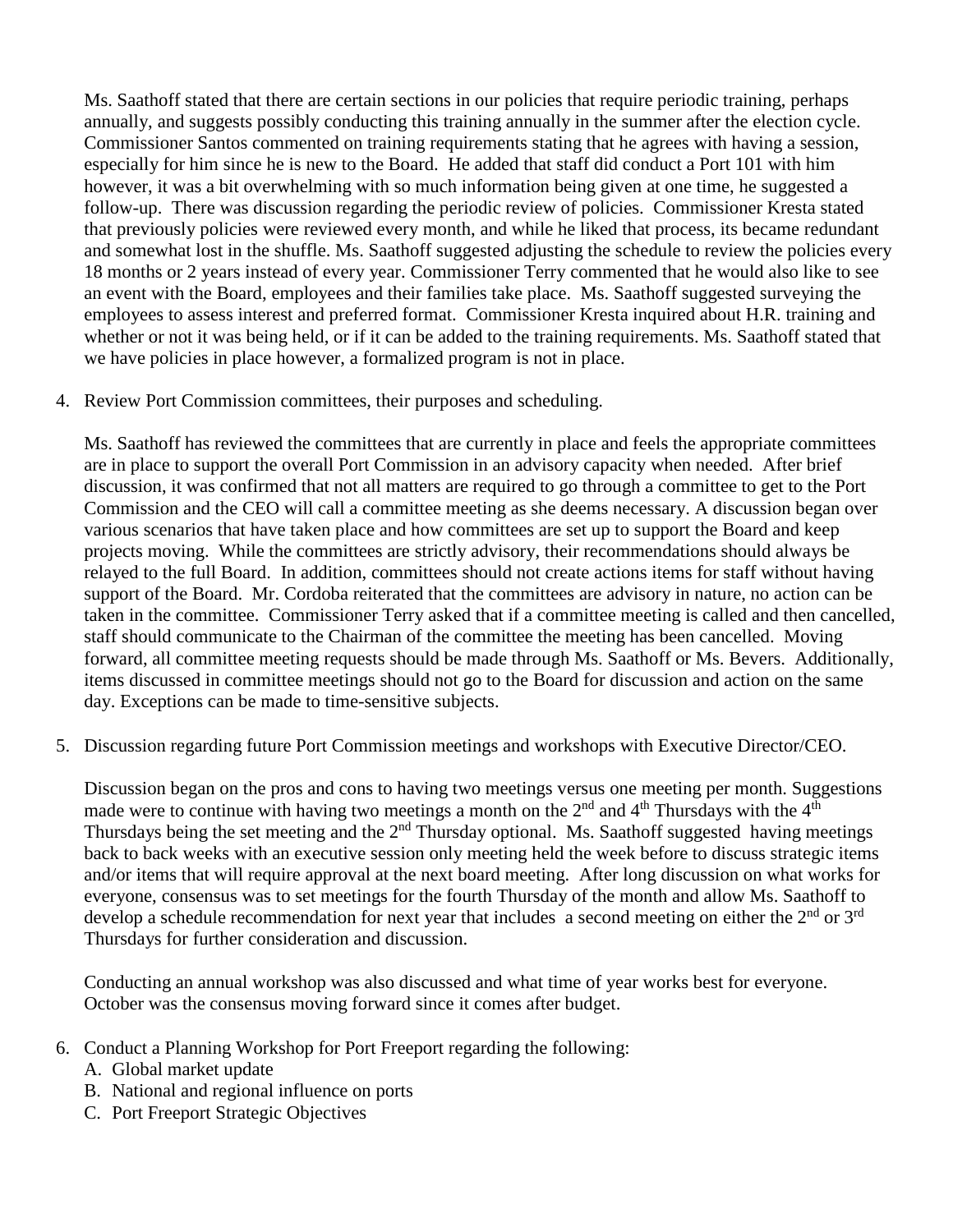Ms. Saathoff stated that there are certain sections in our policies that require periodic training, perhaps annually, and suggests possibly conducting this training annually in the summer after the election cycle. Commissioner Santos commented on training requirements stating that he agrees with having a session, especially for him since he is new to the Board. He added that staff did conduct a Port 101 with him however, it was a bit overwhelming with so much information being given at one time, he suggested a follow-up. There was discussion regarding the periodic review of policies. Commissioner Kresta stated that previously policies were reviewed every month, and while he liked that process, its became redundant and somewhat lost in the shuffle. Ms. Saathoff suggested adjusting the schedule to review the policies every 18 months or 2 years instead of every year. Commissioner Terry commented that he would also like to see an event with the Board, employees and their families take place. Ms. Saathoff suggested surveying the employees to assess interest and preferred format. Commissioner Kresta inquired about H.R. training and whether or not it was being held, or if it can be added to the training requirements. Ms. Saathoff stated that we have policies in place however, a formalized program is not in place.

4. Review Port Commission committees, their purposes and scheduling.

   Ms. Saathoff has reviewed the committees that are currently in place and feels the appropriate committees are in place to support the overall Port Commission in an advisory capacity when needed. After brief discussion, it was confirmed that not all matters are required to go through a committee to get to the Port Commission and the CEO will call a committee meeting as she deems necessary. A discussion began over various scenarios that have taken place and how committees are set up to support the Board and keep projects moving. While the committees are strictly advisory, their recommendations should always be relayed to the full Board. In addition, committees should not create actions items for staff without having support of the Board. Mr. Cordoba reiterated that the committees are advisory in nature, no action can be taken in the committee. Commissioner Terry asked that if a committee meeting is called and then cancelled, staff should communicate to the Chairman of the committee the meeting has been cancelled. Moving forward, all committee meeting requests should be made through Ms. Saathoff or Ms. Bevers. Additionally, items discussed in committee meetings should not go to the Board for discussion and action on the same day. Exceptions can be made to time-sensitive subjects.

5. Discussion regarding future Port Commission meetings and workshops with Executive Director/CEO.

   Discussion began on the pros and cons to having two meetings versus one meeting per month. Suggestions made were to continue with having two meetings a month on the 2nd and 4th Thursdays with the 4th Thursdays being the set meeting and the 2nd Thursday optional. Ms. Saathoff suggested having meetings back to back weeks with an executive session only meeting held the week before to discuss strategic items and/or items that will require approval at the next board meeting. After long discussion on what works for everyone, consensus was to set meetings for the fourth Thursday of the month and allow Ms. Saathoff to develop a schedule recommendation for next year that includes a second meeting on either the 2nd or 3rd Thursdays for further consideration and discussion.

   Conducting an annual workshop was also discussed and what time of year works best for everyone. October was the consensus moving forward since it comes after budget.

6. Conduct a Planning Workshop for Port Freeport regarding the following:
   A. Global market update
   B. National and regional influence on ports
   C. Port Freeport Strategic Objectives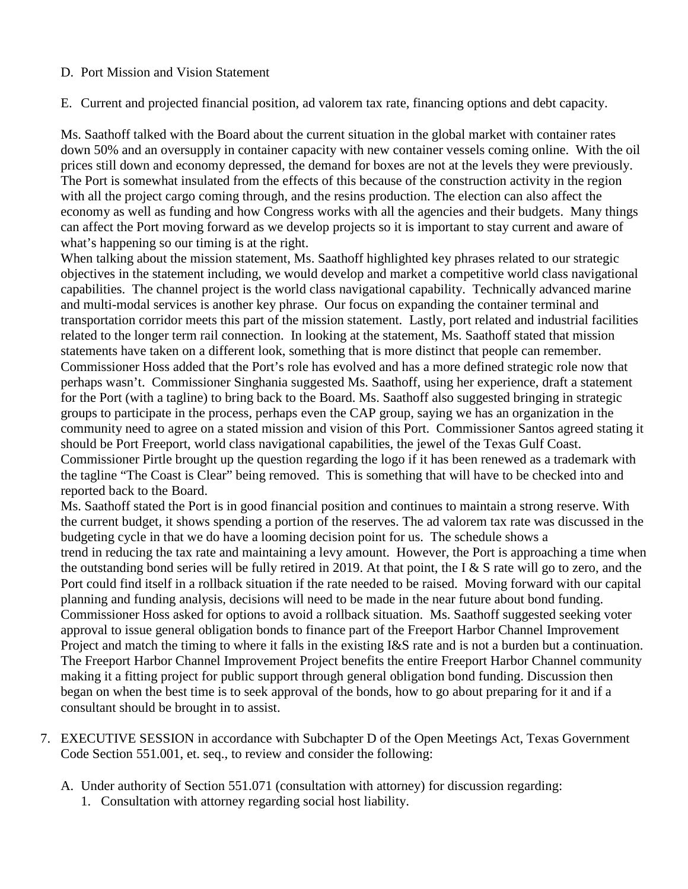D. Port Mission and Vision Statement

E. Current and projected financial position, ad valorem tax rate, financing options and debt capacity.

Ms. Saathoff talked with the Board about the current situation in the global market with container rates down 50% and an oversupply in container capacity with new container vessels coming online. With the oil prices still down and economy depressed, the demand for boxes are not at the levels they were previously. The Port is somewhat insulated from the effects of this because of the construction activity in the region with all the project cargo coming through, and the resins production. The election can also affect the economy as well as funding and how Congress works with all the agencies and their budgets. Many things can affect the Port moving forward as we develop projects so it is important to stay current and aware of what's happening so our timing is at the right.

When talking about the mission statement, Ms. Saathoff highlighted key phrases related to our strategic objectives in the statement including, we would develop and market a competitive world class navigational capabilities. The channel project is the world class navigational capability. Technically advanced marine and multi-modal services is another key phrase. Our focus on expanding the container terminal and transportation corridor meets this part of the mission statement. Lastly, port related and industrial facilities related to the longer term rail connection. In looking at the statement, Ms. Saathoff stated that mission statements have taken on a different look, something that is more distinct that people can remember. Commissioner Hoss added that the Port's role has evolved and has a more defined strategic role now that perhaps wasn't. Commissioner Singhania suggested Ms. Saathoff, using her experience, draft a statement for the Port (with a tagline) to bring back to the Board. Ms. Saathoff also suggested bringing in strategic groups to participate in the process, perhaps even the CAP group, saying we has an organization in the community need to agree on a stated mission and vision of this Port. Commissioner Santos agreed stating it should be Port Freeport, world class navigational capabilities, the jewel of the Texas Gulf Coast. Commissioner Pirtle brought up the question regarding the logo if it has been renewed as a trademark with the tagline "The Coast is Clear" being removed. This is something that will have to be checked into and reported back to the Board.

Ms. Saathoff stated the Port is in good financial position and continues to maintain a strong reserve. With the current budget, it shows spending a portion of the reserves. The ad valorem tax rate was discussed in the budgeting cycle in that we do have a looming decision point for us. The schedule shows a trend in reducing the tax rate and maintaining a levy amount. However, the Port is approaching a time when the outstanding bond series will be fully retired in 2019. At that point, the I & S rate will go to zero, and the Port could find itself in a rollback situation if the rate needed to be raised. Moving forward with our capital planning and funding analysis, decisions will need to be made in the near future about bond funding. Commissioner Hoss asked for options to avoid a rollback situation. Ms. Saathoff suggested seeking voter approval to issue general obligation bonds to finance part of the Freeport Harbor Channel Improvement Project and match the timing to where it falls in the existing I&S rate and is not a burden but a continuation. The Freeport Harbor Channel Improvement Project benefits the entire Freeport Harbor Channel community making it a fitting project for public support through general obligation bond funding. Discussion then began on when the best time is to seek approval of the bonds, how to go about preparing for it and if a consultant should be brought in to assist.

7. EXECUTIVE SESSION in accordance with Subchapter D of the Open Meetings Act, Texas Government Code Section 551.001, et. seq., to review and consider the following:

   A. Under authority of Section 551.071 (consultation with attorney) for discussion regarding:
      1. Consultation with attorney regarding social host liability.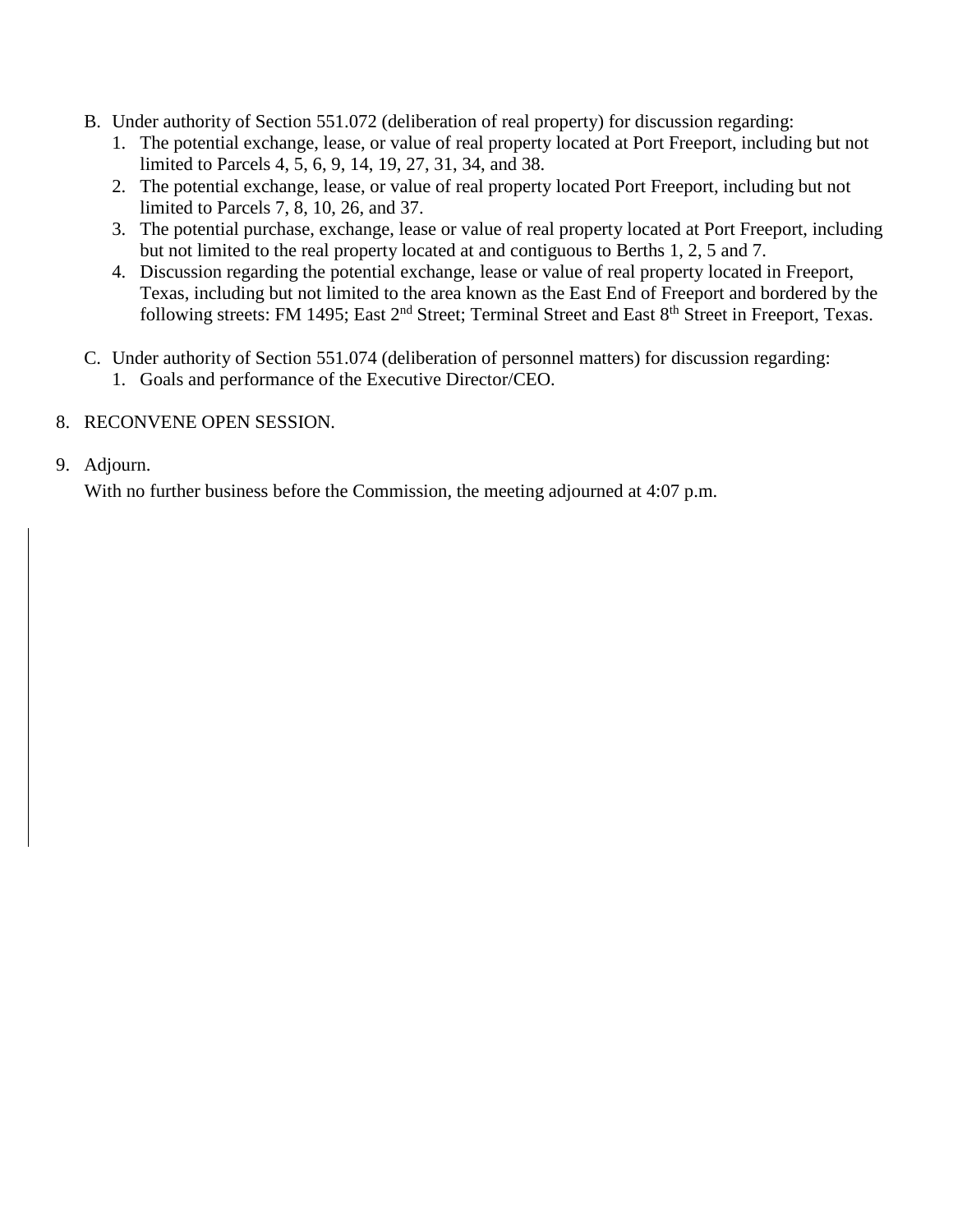B. Under authority of Section 551.072 (deliberation of real property) for discussion regarding:
   1. The potential exchange, lease, or value of real property located at Port Freeport, including but not limited to Parcels 4, 5, 6, 9, 14, 19, 27, 31, 34, and 38.
   2. The potential exchange, lease, or value of real property located Port Freeport, including but not limited to Parcels 7, 8, 10, 26, and 37.
   3. The potential purchase, exchange, lease or value of real property located at Port Freeport, including but not limited to the real property located at and contiguous to Berths 1, 2, 5 and 7.
   4. Discussion regarding the potential exchange, lease or value of real property located in Freeport, Texas, including but not limited to the area known as the East End of Freeport and bordered by the following streets: FM 1495; East 2nd Street; Terminal Street and East 8th Street in Freeport, Texas.

C. Under authority of Section 551.074 (deliberation of personnel matters) for discussion regarding:
   1. Goals and performance of the Executive Director/CEO.

8. RECONVENE OPEN SESSION.

9. Adjourn.

   With no further business before the Commission, the meeting adjourned at 4:07 p.m.